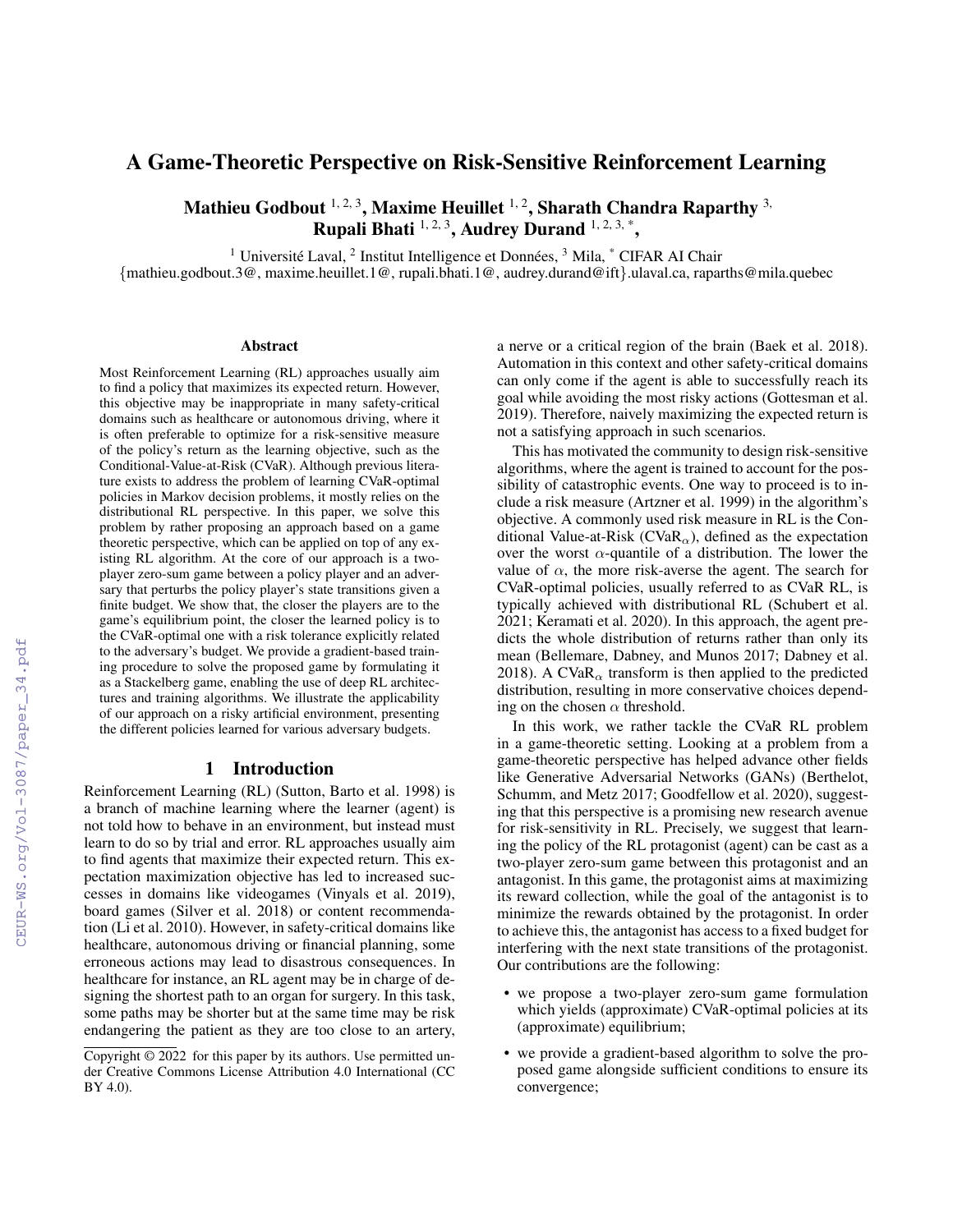# A Game-Theoretic Perspective on Risk-Sensitive Reinforcement Learning

**Mathieu Godbout [1, 2, 3], Maxime Heuillet [1, 2], Sharath Chandra Raparthy [3], Rupali Bhati [1, 2, 3], Audrey Durand [1, 2, 3, *],**

[1] Université Laval, [2] Institut Intelligence et Données, [3] Mila, [*] CIFAR AI Chair
{mathieu.godbout.3@, maxime.heuillet.1@, rupali.bhati.1@, audrey.durand@ift}.ulaval.ca, raparths@mila.quebec

## Abstract

Most Reinforcement Learning (RL) approaches usually aim to find a policy that maximizes its expected return. However, this objective may be inappropriate in many safety-critical domains such as healthcare or autonomous driving, where it is often preferable to optimize for a risk-sensitive measure of the policy's return as the learning objective, such as the Conditional-Value-at-Risk (CVaR). Although previous literature exists to address the problem of learning CVaR-optimal policies in Markov decision problems, it mostly relies on the distributional RL perspective. In this paper, we solve this problem by rather proposing an approach based on a game theoretic perspective, which can be applied on top of any existing RL algorithm. At the core of our approach is a two-player zero-sum game between a policy player and an adversary that perturbs the policy player's state transitions given a finite budget. We show that, the closer the players are to the game's equilibrium point, the closer the learned policy is to the CVaR-optimal one with a risk tolerance explicitly related to the adversary's budget. We provide a gradient-based training procedure to solve the proposed game by formulating it as a Stackelberg game, enabling the use of deep RL architectures and training algorithms. We illustrate the applicability of our approach on a risky artificial environment, presenting the different policies learned for various adversary budgets.

## 1 Introduction

Reinforcement Learning (RL) (Sutton, Barto et al. 1998) is a branch of machine learning where the learner (agent) is not told how to behave in an environment, but instead must learn to do so by trial and error. RL approaches usually aim to find agents that maximize their expected return. This expectation maximization objective has led to increased successes in domains like videogames (Vinyals et al. 2019), board games (Silver et al. 2018) or content recommendation (Li et al. 2010). However, in safety-critical domains like healthcare, autonomous driving or financial planning, some erroneous actions may lead to disastrous consequences. In healthcare for instance, an RL agent may be in charge of designing the shortest path to an organ for surgery. In this task, some paths may be shorter but at the same time may be risk endangering the patient as they are too close to an artery, a nerve or a critical region of the brain (Baek et al. 2018). Automation in this context and other safety-critical domains can only come if the agent is able to successfully reach its goal while avoiding the most risky actions (Gottesman et al. 2019). Therefore, naively maximizing the expected return is not a satisfying approach in such scenarios.

This has motivated the community to design risk-sensitive algorithms, where the agent is trained to account for the possibility of catastrophic events. One way to proceed is to include a risk measure (Artzner et al. 1999) in the algorithm's objective. A commonly used risk measure in RL is the Conditional-Value-at-Risk ($\text{CVaR}_\alpha$), defined as the expectation over the worst $\alpha$-quantile of a distribution. The lower the value of $\alpha$, the more risk-averse the agent. The search for CVaR-optimal policies, usually referred to as CVaR RL, is typically achieved with distributional RL (Schubert et al. 2021; Keramati et al. 2020). In this approach, the agent predicts the whole distribution of returns rather than only its mean (Bellemare, Dabney, and Munos 2017; Dabney et al. 2018). A $\text{CVaR}_\alpha$ transform is then applied to the predicted distribution, resulting in more conservative choices depending on the chosen $\alpha$ threshold.

In this work, we rather tackle the CVaR RL problem in a game-theoretic setting. Looking at a problem from a game-theoretic perspective has helped advance other fields like Generative Adversarial Networks (GANs) (Berthelot, Schumm, and Metz 2017; Goodfellow et al. 2020), suggesting that this perspective is a promising new research avenue for risk-sensitivity in RL. Precisely, we suggest that learning the policy of the RL protagonist (agent) can be cast as a two-player zero-sum game between this protagonist and an antagonist. In this game, the protagonist aims at maximizing its reward collection, while the goal of the antagonist is to minimize the rewards obtained by the protagonist. In order to achieve this, the antagonist has access to a fixed budget for interfering with the next state transitions of the protagonist. Our contributions are the following:

- we propose a two-player zero-sum game formulation which yields (approximate) CVaR-optimal policies at its (approximate) equilibrium;
- we provide a gradient-based algorithm to solve the proposed game alongside sufficient conditions to ensure its convergence;

Copyright © 2022 for this paper by its authors. Use permitted under Creative Commons License Attribution 4.0 International (CC BY 4.0).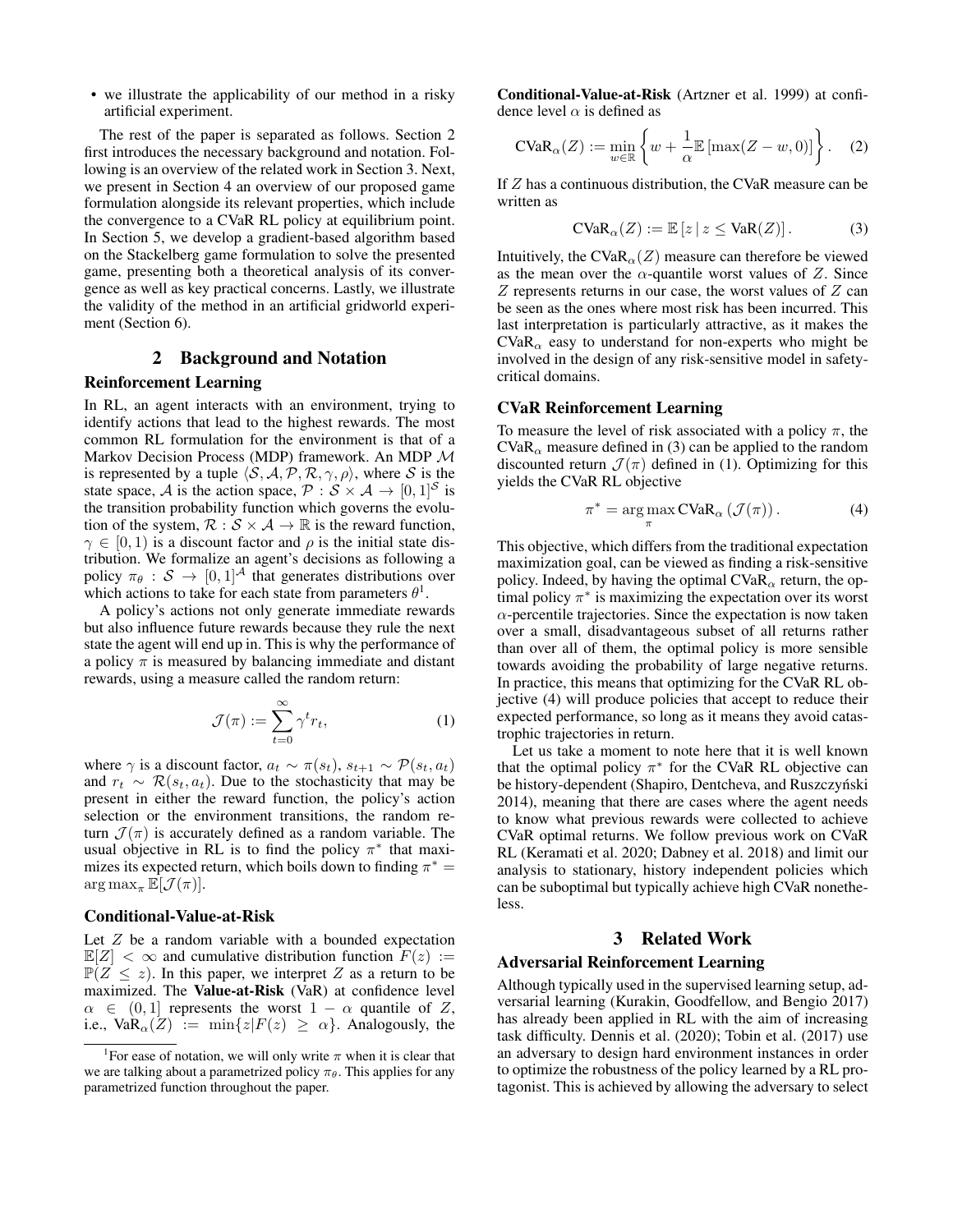- we illustrate the applicability of our method in a risky artificial experiment.

The rest of the paper is separated as follows. Section 2 first introduces the necessary background and notation. Following is an overview of the related work in Section 3. Next, we present in Section 4 an overview of our proposed game formulation alongside its relevant properties, which include the convergence to a CVaR RL policy at equilibrium point. In Section 5, we develop a gradient-based algorithm based on the Stackelberg game formulation to solve the presented game, presenting both a theoretical analysis of its convergence as well as key practical concerns. Lastly, we illustrate the validity of the method in an artificial gridworld experiment (Section 6).

## 2 Background and Notation

### Reinforcement Learning

In RL, an agent interacts with an environment, trying to identify actions that lead to the highest rewards. The most common RL formulation for the environment is that of a Markov Decision Process (MDP) framework. An MDP $\mathcal{M}$ is represented by a tuple $\langle \mathcal{S}, \mathcal{A}, \mathcal{P}, \mathcal{R}, \gamma, \rho \rangle$, where $\mathcal{S}$ is the state space, $\mathcal{A}$ is the action space, $\mathcal{P} : \mathcal{S} \times \mathcal{A} \to [0,1]^{\mathcal{S}}$ is the transition probability function which governs the evolution of the system, $\mathcal{R} : \mathcal{S} \times \mathcal{A} \to \mathbb{R}$ is the reward function, $\gamma \in [0, 1)$ is a discount factor and $\rho$ is the initial state distribution. We formalize an agent's decisions as following a policy $\pi_\theta : \mathcal{S} \to [0,1]^{\mathcal{A}}$ that generates distributions over which actions to take for each state from parameters $\theta$[1].

A policy's actions not only generate immediate rewards but also influence future rewards because they rule the next state the agent will end up in. This is why the performance of a policy $\pi$ is measured by balancing immediate and distant rewards, using a measure called the random return:

$$\mathcal{J}(\pi) := \sum_{t=0}^{\infty} \gamma^t r_t, \tag{1}$$

where $\gamma$ is a discount factor, $a_t \sim \pi(s_t)$, $s_{t+1} \sim \mathcal{P}(s_t, a_t)$ and $r_t \sim \mathcal{R}(s_t, a_t)$. Due to the stochasticity that may be present in either the reward function, the policy's action selection or the environment transitions, the random return $\mathcal{J}(\pi)$ is accurately defined as a random variable. The usual objective in RL is to find the policy $\pi^*$ that maximizes its expected return, which boils down to finding $\pi^* = \arg\max_\pi \mathbb{E}[\mathcal{J}(\pi)]$.

### Conditional-Value-at-Risk

Let $Z$ be a random variable with a bounded expectation $\mathbb{E}[Z] < \infty$ and cumulative distribution function $F(z) := \mathbb{P}(Z \leq z)$. In this paper, we interpret $Z$ as a return to be maximized. The **Value-at-Risk** (VaR) at confidence level $\alpha \in (0, 1]$ represents the worst $1 - \alpha$ quantile of $Z$, i.e., $\text{VaR}_\alpha(Z) := \min\{z | F(z) \geq \alpha\}$. Analogously, the **Conditional-Value-at-Risk** (Artzner et al. 1999) at confidence level $\alpha$ is defined as

$$\text{CVaR}_\alpha(Z) := \min_{w \in \mathbb{R}} \left\{ w + \frac{1}{\alpha} \mathbb{E}\left[\max(Z - w, 0)\right] \right\}. \tag{2}$$

If $Z$ has a continuous distribution, the CVaR measure can be written as

$$\text{CVaR}_\alpha(Z) := \mathbb{E}\left[z \,|\, z \leq \text{VaR}(Z)\right]. \tag{3}$$

Intuitively, the $\text{CVaR}_\alpha(Z)$ measure can therefore be viewed as the mean over the $\alpha$-quantile worst values of $Z$. Since $Z$ represents returns in our case, the worst values of $Z$ can be seen as the ones where most risk has been incurred. This last interpretation is particularly attractive, as it makes the $\text{CVaR}_\alpha$ easy to understand for non-experts who might be involved in the design of any risk-sensitive model in safety-critical domains.

### CVaR Reinforcement Learning

To measure the level of risk associated with a policy $\pi$, the $\text{CVaR}_\alpha$ measure defined in (3) can be applied to the random discounted return $\mathcal{J}(\pi)$ defined in (1). Optimizing for this yields the CVaR RL objective

$$\pi^* = \arg\max_\pi \text{CVaR}_\alpha\left(\mathcal{J}(\pi)\right). \tag{4}$$

This objective, which differs from the traditional expectation maximization goal, can be viewed as finding a risk-sensitive policy. Indeed, by having the optimal $\text{CVaR}_\alpha$ return, the optimal policy $\pi^*$ is maximizing the expectation over its worst $\alpha$-percentile trajectories. Since the expectation is now taken over a small, disadvantageous subset of all returns rather than over all of them, the optimal policy is more sensible towards avoiding the probability of large negative returns. In practice, this means that optimizing for the CVaR RL objective (4) will produce policies that accept to reduce their expected performance, so long as it means they avoid catastrophic trajectories in return.

Let us take a moment to note here that it is well known that the optimal policy $\pi^*$ for the CVaR RL objective can be history-dependent (Shapiro, Dentcheva, and Ruszczyński 2014), meaning that there are cases where the agent needs to know what previous rewards were collected to achieve CVaR optimal returns. We follow previous work on CVaR RL (Keramati et al. 2020; Dabney et al. 2018) and limit our analysis to stationary, history independent policies which can be suboptimal but typically achieve high CVaR nonetheless.

## 3 Related Work

### Adversarial Reinforcement Learning

Although typically used in the supervised learning setup, adversarial learning (Kurakin, Goodfellow, and Bengio 2017) has already been applied in RL with the aim of increasing task difficulty. Dennis et al. (2020); Tobin et al. (2017) use an adversary to design hard environment instances in order to optimize the robustness of the policy learned by a RL protagonist. This is achieved by allowing the adversary to select

[1] For ease of notation, we will only write $\pi$ when it is clear that we are talking about a parametrized policy $\pi_\theta$. This applies for any parametrized function throughout the paper.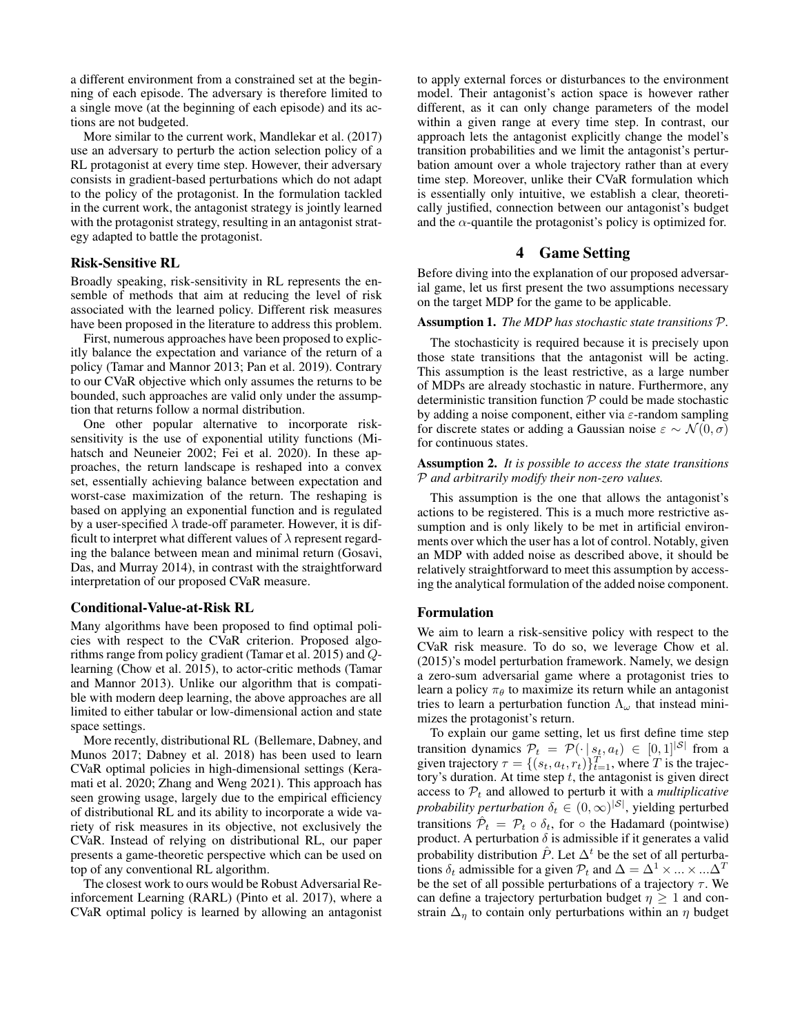a different environment from a constrained set at the beginning of each episode. The adversary is therefore limited to a single move (at the beginning of each episode) and its actions are not budgeted.

More similar to the current work, Mandlekar et al. (2017) use an adversary to perturb the action selection policy of a RL protagonist at every time step. However, their adversary consists in gradient-based perturbations which do not adapt to the policy of the protagonist. In the formulation tackled in the current work, the antagonist strategy is jointly learned with the protagonist strategy, resulting in an antagonist strategy adapted to battle the protagonist.

### Risk-Sensitive RL

Broadly speaking, risk-sensitivity in RL represents the ensemble of methods that aim at reducing the level of risk associated with the learned policy. Different risk measures have been proposed in the literature to address this problem.

First, numerous approaches have been proposed to explicitly balance the expectation and variance of the return of a policy (Tamar and Mannor 2013; Pan et al. 2019). Contrary to our CVaR objective which only assumes the returns to be bounded, such approaches are valid only under the assumption that returns follow a normal distribution.

One other popular alternative to incorporate risk-sensitivity is the use of exponential utility functions (Mihatsch and Neuneier 2002; Fei et al. 2020). In these approaches, the return landscape is reshaped into a convex set, essentially achieving balance between expectation and worst-case maximization of the return. The reshaping is based on applying an exponential function and is regulated by a user-specified $\lambda$ trade-off parameter. However, it is difficult to interpret what different values of $\lambda$ represent regarding the balance between mean and minimal return (Gosavi, Das, and Murray 2014), in contrast with the straightforward interpretation of our proposed CVaR measure.

### Conditional-Value-at-Risk RL

Many algorithms have been proposed to find optimal policies with respect to the CVaR criterion. Proposed algorithms range from policy gradient (Tamar et al. 2015) and $Q$-learning (Chow et al. 2015), to actor-critic methods (Tamar and Mannor 2013). Unlike our algorithm that is compatible with modern deep learning, the above approaches are all limited to either tabular or low-dimensional action and state space settings.

More recently, distributional RL (Bellemare, Dabney, and Munos 2017; Dabney et al. 2018) has been used to learn CVaR optimal policies in high-dimensional settings (Keramati et al. 2020; Zhang and Weng 2021). This approach has seen growing usage, largely due to the empirical efficiency of distributional RL and its ability to incorporate a wide variety of risk measures in its objective, not exclusively the CVaR. Instead of relying on distributional RL, our paper presents a game-theoretic perspective which can be used on top of any conventional RL algorithm.

The closest work to ours would be Robust Adversarial Reinforcement Learning (RARL) (Pinto et al. 2017), where a CVaR optimal policy is learned by allowing an antagonist to apply external forces or disturbances to the environment model. Their antagonist's action space is however rather different, as it can only change parameters of the model within a given range at every time step. In contrast, our approach lets the antagonist explicitly change the model's transition probabilities and we limit the antagonist's perturbation amount over a whole trajectory rather than at every time step. Moreover, unlike their CVaR formulation which is essentially only intuitive, we establish a clear, theoretically justified, connection between our antagonist's budget and the $\alpha$-quantile the protagonist's policy is optimized for.

## 4 Game Setting

Before diving into the explanation of our proposed adversarial game, let us first present the two assumptions necessary on the target MDP for the game to be applicable.

**Assumption 1.** *The MDP has stochastic state transitions $\mathcal{P}$.*

The stochasticity is required because it is precisely upon those state transitions that the antagonist will be acting. This assumption is the least restrictive, as a large number of MDPs are already stochastic in nature. Furthermore, any deterministic transition function $\mathcal{P}$ could be made stochastic by adding a noise component, either via $\varepsilon$-random sampling for discrete states or adding a Gaussian noise $\varepsilon \sim \mathcal{N}(0, \sigma)$ for continuous states.

**Assumption 2.** *It is possible to access the state transitions $\mathcal{P}$ and arbitrarily modify their non-zero values.*

This assumption is the one that allows the antagonist's actions to be registered. This is a much more restrictive assumption and is only likely to be met in artificial environments over which the user has a lot of control. Notably, given an MDP with added noise as described above, it should be relatively straightforward to meet this assumption by accessing the analytical formulation of the added noise component.

### Formulation

We aim to learn a risk-sensitive policy with respect to the CVaR risk measure. To do so, we leverage Chow et al. (2015)'s model perturbation framework. Namely, we design a zero-sum adversarial game where a protagonist tries to learn a policy $\pi_\theta$ to maximize its return while an antagonist tries to learn a perturbation function $\Lambda_\omega$ that instead minimizes the protagonist's return.

To explain our game setting, let us first define time step transition dynamics $\mathcal{P}_t = \mathcal{P}(\cdot \mid s_t, a_t) \in [0,1]^{|\mathcal{S}|}$ from a given trajectory $\tau = \{(s_t, a_t, r_t)\}_{t=1}^{T}$, where $T$ is the trajectory's duration. At time step $t$, the antagonist is given direct access to $\mathcal{P}_t$ and allowed to perturb it with a *multiplicative probability perturbation* $\delta_t \in (0, \infty)^{|\mathcal{S}|}$, yielding perturbed transitions $\hat{\mathcal{P}}_t = \mathcal{P}_t \circ \delta_t$, for $\circ$ the Hadamard (pointwise) product. A perturbation $\delta$ is admissible if it generates a valid probability distribution $\hat{P}$. Let $\Delta^t$ be the set of all perturbations $\delta_t$ admissible for a given $\mathcal{P}_t$ and $\Delta = \Delta^1 \times ... \times ... \Delta^T$ be the set of all possible perturbations of a trajectory $\tau$. We can define a trajectory perturbation budget $\eta \geq 1$ and constrain $\Delta_\eta$ to contain only perturbations within an $\eta$ budget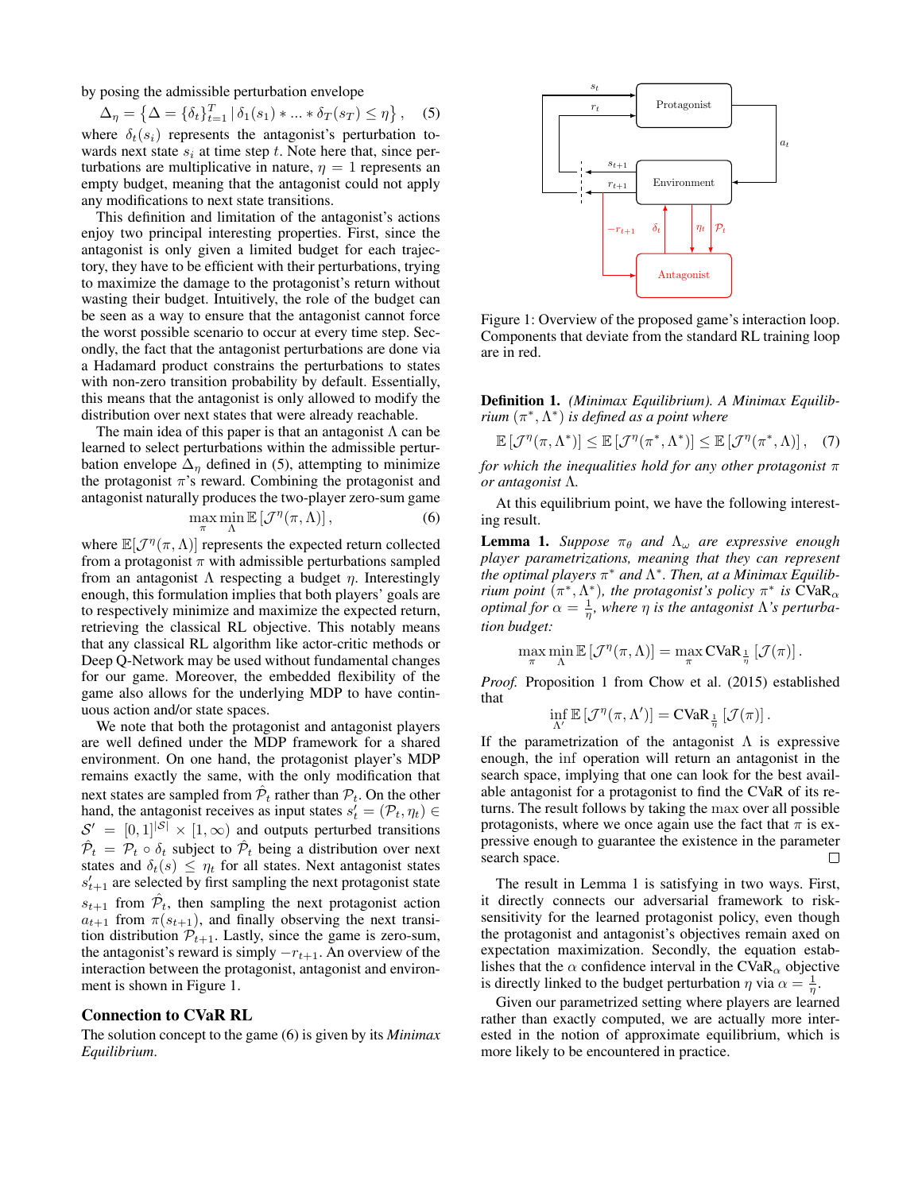by posing the admissible perturbation envelope

$$\Delta_\eta = \left\{ \Delta = \{\delta_t\}_{t=1}^{T} \,|\, \delta_1(s_1) * ... * \delta_T(s_T) \leq \eta \right\}, \quad (5)$$

where $\delta_t(s_i)$ represents the antagonist's perturbation towards next state $s_i$ at time step $t$. Note here that, since perturbations are multiplicative in nature, $\eta = 1$ represents an empty budget, meaning that the antagonist could not apply any modifications to next state transitions.

This definition and limitation of the antagonist's actions enjoy two principal interesting properties. First, since the antagonist is only given a limited budget for each trajectory, they have to be efficient with their perturbations, trying to maximize the damage to the protagonist's return without wasting their budget. Intuitively, the role of the budget can be seen as a way to ensure that the antagonist cannot force the worst possible scenario to occur at every time step. Secondly, the fact that the antagonist perturbations are done via a Hadamard product constrains the perturbations to states with non-zero transition probability by default. Essentially, this means that the antagonist is only allowed to modify the distribution over next states that were already reachable.

The main idea of this paper is that an antagonist $\Lambda$ can be learned to select perturbations within the admissible perturbation envelope $\Delta_\eta$ defined in (5), attempting to minimize the protagonist $\pi$'s reward. Combining the protagonist and antagonist naturally produces the two-player zero-sum game

$$\max_{\pi} \min_{\Lambda} \mathbb{E}\left[\mathcal{J}^\eta(\pi, \Lambda)\right], \quad (6)$$

where $\mathbb{E}[\mathcal{J}^\eta(\pi, \Lambda)]$ represents the expected return collected from a protagonist $\pi$ with admissible perturbations sampled from an antagonist $\Lambda$ respecting a budget $\eta$. Interestingly enough, this formulation implies that both players' goals are to respectively minimize and maximize the expected return, retrieving the classical RL objective. This notably means that any classical RL algorithm like actor-critic methods or Deep Q-Network may be used without fundamental changes for our game. Moreover, the embedded flexibility of the game also allows for the underlying MDP to have continuous action and/or state spaces.

We note that both the protagonist and antagonist players are well defined under the MDP framework for a shared environment. On one hand, the protagonist player's MDP remains exactly the same, with the only modification that next states are sampled from $\hat{\mathcal{P}}_t$ rather than $\mathcal{P}_t$. On the other hand, the antagonist receives as input states $s'_t = (\mathcal{P}_t, \eta_t) \in \mathcal{S}' = [0,1]^{|\mathcal{S}|} \times [1, \infty)$ and outputs perturbed transitions $\hat{\mathcal{P}}_t = \mathcal{P}_t \circ \delta_t$ subject to $\hat{\mathcal{P}}_t$ being a distribution over next states and $\delta_t(s) \leq \eta_t$ for all states. Next antagonist states $s'_{t+1}$ are selected by first sampling the next protagonist state $s_{t+1}$ from $\hat{\mathcal{P}}_t$, then sampling the next protagonist action $a_{t+1}$ from $\pi(s_{t+1})$, and finally observing the next transition distribution $\mathcal{P}_{t+1}$. Lastly, since the game is zero-sum, the antagonist's reward is simply $-r_{t+1}$. An overview of the interaction between the protagonist, antagonist and environment is shown in Figure 1.

## Connection to CVaR RL

The solution concept to the game (6) is given by its *Minimax Equilibrium*.

Figure 1: Overview of the proposed game's interaction loop. Components that deviate from the standard RL training loop are in red.

**Definition 1.** *(Minimax Equilibrium). A Minimax Equilibrium $(\pi^*, \Lambda^*)$ is defined as a point where*

$$\mathbb{E}\left[\mathcal{J}^\eta(\pi, \Lambda^*)\right] \leq \mathbb{E}\left[\mathcal{J}^\eta(\pi^*, \Lambda^*)\right] \leq \mathbb{E}\left[\mathcal{J}^\eta(\pi^*, \Lambda)\right], \quad (7)$$

*for which the inequalities hold for any other protagonist $\pi$ or antagonist $\Lambda$.*

At this equilibrium point, we have the following interesting result.

**Lemma 1.** *Suppose $\pi_\theta$ and $\Lambda_\omega$ are expressive enough player parametrizations, meaning that they can represent the optimal players $\pi^*$ and $\Lambda^*$. Then, at a Minimax Equilibrium point $(\pi^*, \Lambda^*)$, the protagonist's policy $\pi^*$ is $\mathrm{CVaR}_\alpha$ optimal for $\alpha = \frac{1}{\eta}$, where $\eta$ is the antagonist $\Lambda$'s perturbation budget:*

$$\max_{\pi} \min_{\Lambda} \mathbb{E}\left[\mathcal{J}^\eta(\pi, \Lambda)\right] = \max_{\pi} \mathrm{CVaR}_{\frac{1}{\eta}}\left[\mathcal{J}(\pi)\right].$$

*Proof.* Proposition 1 from Chow et al. (2015) established that

$$\inf_{\Lambda'} \mathbb{E}\left[\mathcal{J}^\eta(\pi, \Lambda')\right] = \mathrm{CVaR}_{\frac{1}{\eta}}\left[\mathcal{J}(\pi)\right].$$

If the parametrization of the antagonist $\Lambda$ is expressive enough, the inf operation will return an antagonist in the search space, implying that one can look for the best available antagonist for a protagonist to find the CVaR of its returns. The result follows by taking the max over all possible protagonists, where we once again use the fact that $\pi$ is expressive enough to guarantee the existence in the parameter search space. □

The result in Lemma 1 is satisfying in two ways. First, it directly connects our adversarial framework to risk-sensitivity for the learned protagonist policy, even though the protagonist and antagonist's objectives remain axed on expectation maximization. Secondly, the equation establishes that the $\alpha$ confidence interval in the $\mathrm{CVaR}_\alpha$ objective is directly linked to the budget perturbation $\eta$ via $\alpha = \frac{1}{\eta}$.

Given our parametrized setting where players are learned rather than exactly computed, we are actually more interested in the notion of approximate equilibrium, which is more likely to be encountered in practice.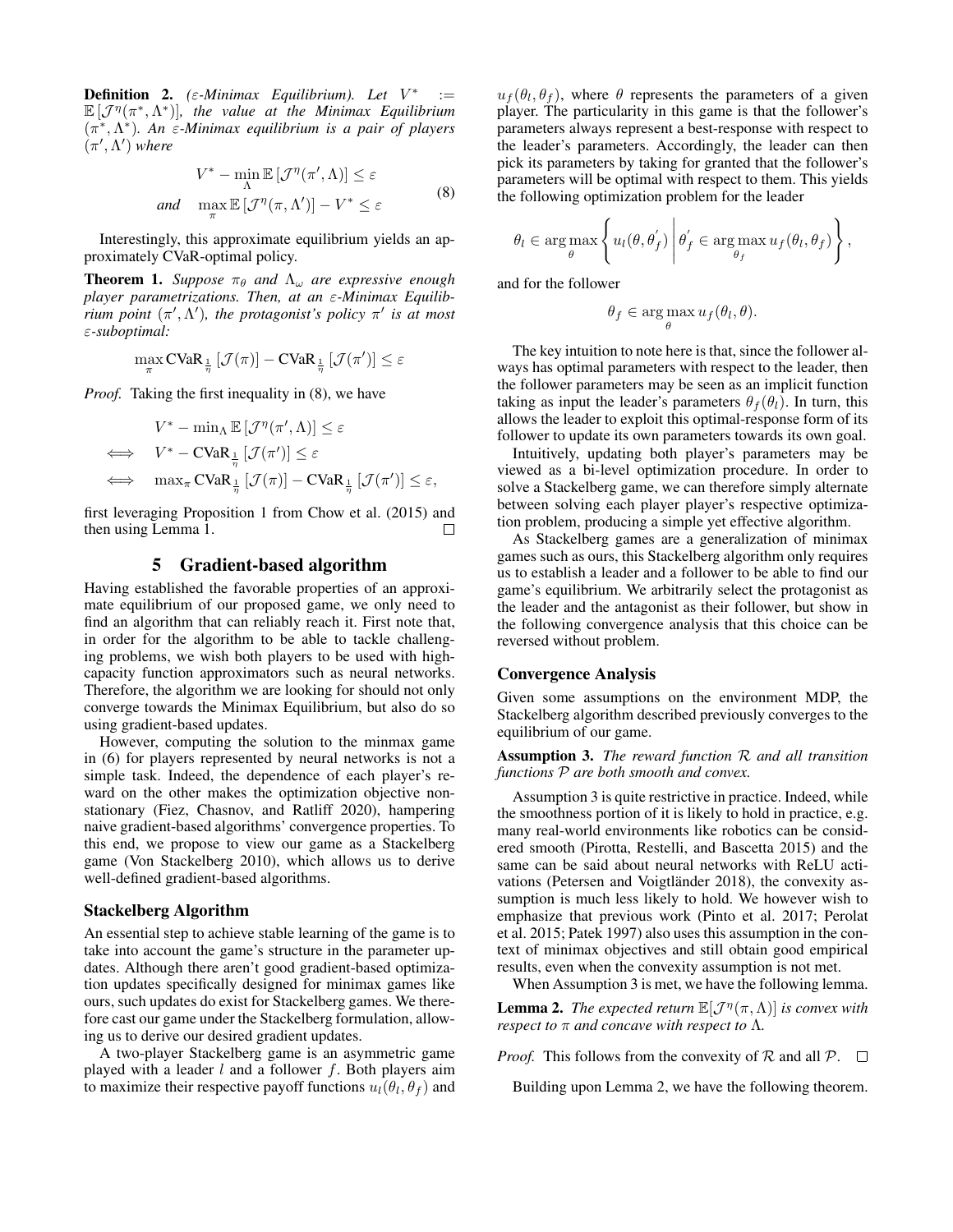**Definition 2.** *($\varepsilon$-Minimax Equilibrium). Let $V^* := \mathbb{E}[\mathcal{J}^\eta(\pi^*, \Lambda^*)]$, the value at the Minimax Equilibrium $(\pi^*, \Lambda^*)$. An $\varepsilon$-Minimax equilibrium is a pair of players $(\pi', \Lambda')$ where*

$$
\begin{aligned}
V^* - \min_{\Lambda} \mathbb{E}\left[\mathcal{J}^\eta(\pi', \Lambda)\right] &\leq \varepsilon \\
\textit{and} \quad \max_{\pi} \mathbb{E}\left[\mathcal{J}^\eta(\pi, \Lambda')\right] - V^* &\leq \varepsilon
\end{aligned} \tag{8}
$$

Interestingly, this approximate equilibrium yields an approximately CVaR-optimal policy.

**Theorem 1.** *Suppose $\pi_\theta$ and $\Lambda_\omega$ are expressive enough player parametrizations. Then, at an $\varepsilon$-Minimax Equilibrium point $(\pi', \Lambda')$, the protagonist's policy $\pi'$ is at most $\varepsilon$-suboptimal:*

$$
\max_{\pi} \mathrm{CVaR}_{\frac{1}{\eta}}\left[\mathcal{J}(\pi)\right] - \mathrm{CVaR}_{\frac{1}{\eta}}\left[\mathcal{J}(\pi')\right] \leq \varepsilon
$$

*Proof.* Taking the first inequality in (8), we have

$$
\begin{aligned}
& V^* - \min_{\Lambda} \mathbb{E}\left[\mathcal{J}^\eta(\pi', \Lambda)\right] \leq \varepsilon \\
\iff \quad & V^* - \mathrm{CVaR}_{\frac{1}{\eta}}\left[\mathcal{J}(\pi')\right] \leq \varepsilon \\
\iff \quad & \max_{\pi} \mathrm{CVaR}_{\frac{1}{\eta}}\left[\mathcal{J}(\pi)\right] - \mathrm{CVaR}_{\frac{1}{\eta}}\left[\mathcal{J}(\pi')\right] \leq \varepsilon,
\end{aligned}
$$

first leveraging Proposition 1 from Chow et al. (2015) and then using Lemma 1. ☐

# 5 Gradient-based algorithm

Having established the favorable properties of an approximate equilibrium of our proposed game, we only need to find an algorithm that can reliably reach it. First note that, in order for the algorithm to be able to tackle challenging problems, we wish both players to be used with high-capacity function approximators such as neural networks. Therefore, the algorithm we are looking for should not only converge towards the Minimax Equilibrium, but also do so using gradient-based updates.

However, computing the solution to the minmax game in (6) for players represented by neural networks is not a simple task. Indeed, the dependence of each player's reward on the other makes the optimization objective nonstationary (Fiez, Chasnov, and Ratliff 2020), hampering naive gradient-based algorithms' convergence properties. To this end, we propose to view our game as a Stackelberg game (Von Stackelberg 2010), which allows us to derive well-defined gradient-based algorithms.

## Stackelberg Algorithm

An essential step to achieve stable learning of the game is to take into account the game's structure in the parameter updates. Although there aren't good gradient-based optimization updates specifically designed for minimax games like ours, such updates do exist for Stackelberg games. We therefore cast our game under the Stackelberg formulation, allowing us to derive our desired gradient updates.

A two-player Stackelberg game is an asymmetric game played with a leader $l$ and a follower $f$. Both players aim to maximize their respective payoff functions $u_l(\theta_l, \theta_f)$ and $u_f(\theta_l, \theta_f)$, where $\theta$ represents the parameters of a given player. The particularity in this game is that the follower's parameters always represent a best-response with respect to the leader's parameters. Accordingly, the leader can then pick its parameters by taking for granted that the follower's parameters will be optimal with respect to them. This yields the following optimization problem for the leader

$$
\theta_l \in \arg\max_{\theta} \left\{ u_l(\theta, \theta_f^{'}) \;\middle|\; \theta_f^{'} \in \arg\max_{\theta_f} u_f(\theta_l, \theta_f) \right\},
$$

and for the follower

$$
\theta_f \in \arg\max_{\theta} u_f(\theta_l, \theta).
$$

The key intuition to note here is that, since the follower always has optimal parameters with respect to the leader, then the follower parameters may be seen as an implicit function taking as input the leader's parameters $\theta_f(\theta_l)$. In turn, this allows the leader to exploit this optimal-response form of its follower to update its own parameters towards its own goal.

Intuitively, updating both player's parameters may be viewed as a bi-level optimization procedure. In order to solve a Stackelberg game, we can therefore simply alternate between solving each player player's respective optimization problem, producing a simple yet effective algorithm.

As Stackelberg games are a generalization of minimax games such as ours, this Stackelberg algorithm only requires us to establish a leader and a follower to be able to find our game's equilibrium. We arbitrarily select the protagonist as the leader and the antagonist as their follower, but show in the following convergence analysis that this choice can be reversed without problem.

## Convergence Analysis

Given some assumptions on the environment MDP, the Stackelberg algorithm described previously converges to the equilibrium of our game.

**Assumption 3.** *The reward function $\mathcal{R}$ and all transition functions $\mathcal{P}$ are both smooth and convex.*

Assumption 3 is quite restrictive in practice. Indeed, while the smoothness portion of it is likely to hold in practice, e.g. many real-world environments like robotics can be considered smooth (Pirotta, Restelli, and Bascetta 2015) and the same can be said about neural networks with ReLU activations (Petersen and Voigtländer 2018), the convexity assumption is much less likely to hold. We however wish to emphasize that previous work (Pinto et al. 2017; Perolat et al. 2015; Patek 1997) also uses this assumption in the context of minimax objectives and still obtain good empirical results, even when the convexity assumption is not met.

When Assumption 3 is met, we have the following lemma.

**Lemma 2.** *The expected return $\mathbb{E}[\mathcal{J}^\eta(\pi, \Lambda)]$ is convex with respect to $\pi$ and concave with respect to $\Lambda$.*

*Proof.* This follows from the convexity of $\mathcal{R}$ and all $\mathcal{P}$. ☐

Building upon Lemma 2, we have the following theorem.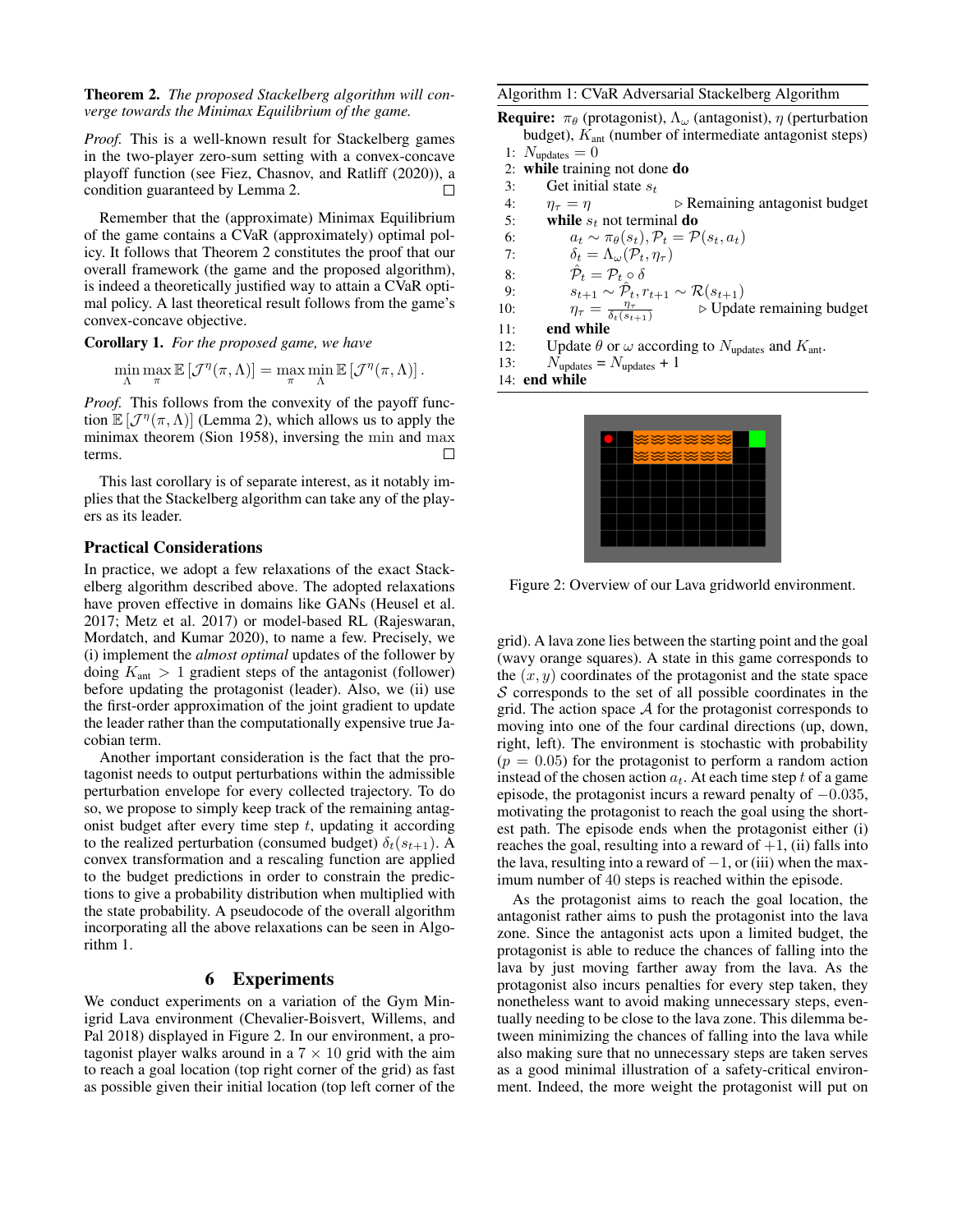**Theorem 2.** *The proposed Stackelberg algorithm will converge towards the Minimax Equilibrium of the game.*

*Proof.* This is a well-known result for Stackelberg games in the two-player zero-sum setting with a convex-concave playoff function (see Fiez, Chasnov, and Ratliff (2020)), a condition guaranteed by Lemma 2. ☐

Remember that the (approximate) Minimax Equilibrium of the game contains a CVaR (approximately) optimal policy. It follows that Theorem 2 constitutes the proof that our overall framework (the game and the proposed algorithm), is indeed a theoretically justified way to attain a CVaR optimal policy. A last theoretical result follows from the game's convex-concave objective.

**Corollary 1.** *For the proposed game, we have*

$$\min_{\Lambda} \max_{\pi} \mathbb{E}\left[\mathcal{J}^{\eta}(\pi, \Lambda)\right] = \max_{\pi} \min_{\Lambda} \mathbb{E}\left[\mathcal{J}^{\eta}(\pi, \Lambda)\right].$$

*Proof.* This follows from the convexity of the payoff function $\mathbb{E}\left[\mathcal{J}^{\eta}(\pi, \Lambda)\right]$ (Lemma 2), which allows us to apply the minimax theorem (Sion 1958), inversing the $\min$ and $\max$ terms. ☐

This last corollary is of separate interest, as it notably implies that the Stackelberg algorithm can take any of the players as its leader.

### Practical Considerations

In practice, we adopt a few relaxations of the exact Stackelberg algorithm described above. The adopted relaxations have proven effective in domains like GANs (Heusel et al. 2017; Metz et al. 2017) or model-based RL (Rajeswaran, Mordatch, and Kumar 2020), to name a few. Precisely, we (i) implement the *almost optimal* updates of the follower by doing $K_{\text{ant}} > 1$ gradient steps of the antagonist (follower) before updating the protagonist (leader). Also, we (ii) use the first-order approximation of the joint gradient to update the leader rather than the computationally expensive true Jacobian term.

Another important consideration is the fact that the protagonist needs to output perturbations within the admissible perturbation envelope for every collected trajectory. To do so, we propose to simply keep track of the remaining antagonist budget after every time step $t$, updating it according to the realized perturbation (consumed budget) $\delta_t(s_{t+1})$. A convex transformation and a rescaling function are applied to the budget predictions in order to constrain the predictions to give a probability distribution when multiplied with the state probability. A pseudocode of the overall algorithm incorporating all the above relaxations can be seen in Algorithm 1.

**Algorithm 1:** CVaR Adversarial Stackelberg Algorithm

**Require:** $\pi_\theta$ (protagonist), $\Lambda_\omega$ (antagonist), $\eta$ (perturbation budget), $K_{\text{ant}}$ (number of intermediate antagonist steps)

```
1:  N_updates = 0
2:  while training not done do
3:      Get initial state s_t
4:      η_τ = η                              ▷ Remaining antagonist budget
5:      while s_t not terminal do
6:          a_t ~ π_θ(s_t), P_t = P(s_t, a_t)
7:          δ_t = Λ_ω(P_t, η_τ)
8:          P̂_t = P_t ∘ δ
9:          s_{t+1} ~ P̂_t, r_{t+1} ~ R(s_{t+1})
10:         η_τ = η_τ / δ_t(s_{t+1})         ▷ Update remaining budget
11:     end while
12:     Update θ or ω according to N_updates and K_ant.
13:     N_updates = N_updates + 1
14: end while
```

Figure 2: Overview of our Lava gridworld environment.

## 6 Experiments

We conduct experiments on a variation of the Gym Minigrid Lava environment (Chevalier-Boisvert, Willems, and Pal 2018) displayed in Figure 2. In our environment, a protagonist player walks around in a $7 \times 10$ grid with the aim to reach a goal location (top right corner of the grid) as fast as possible given their initial location (top left corner of the grid). A lava zone lies between the starting point and the goal (wavy orange squares). A state in this game corresponds to the $(x, y)$ coordinates of the protagonist and the state space $\mathcal{S}$ corresponds to the set of all possible coordinates in the grid. The action space $\mathcal{A}$ for the protagonist corresponds to moving into one of the four cardinal directions (up, down, right, left). The environment is stochastic with probability ($p = 0.05$) for the protagonist to perform a random action instead of the chosen action $a_t$. At each time step $t$ of a game episode, the protagonist incurs a reward penalty of $-0.035$, motivating the protagonist to reach the goal using the shortest path. The episode ends when the protagonist either (i) reaches the goal, resulting into a reward of $+1$, (ii) falls into the lava, resulting into a reward of $-1$, or (iii) when the maximum number of 40 steps is reached within the episode.

As the protagonist aims to reach the goal location, the antagonist rather aims to push the protagonist into the lava zone. Since the antagonist acts upon a limited budget, the protagonist is able to reduce the chances of falling into the lava by just moving farther away from the lava. As the protagonist also incurs penalties for every step taken, they nonetheless want to avoid making unnecessary steps, eventually needing to be close to the lava zone. This dilemma between minimizing the chances of falling into the lava while also making sure that no unnecessary steps are taken serves as a good minimal illustration of a safety-critical environment. Indeed, the more weight the protagonist will put on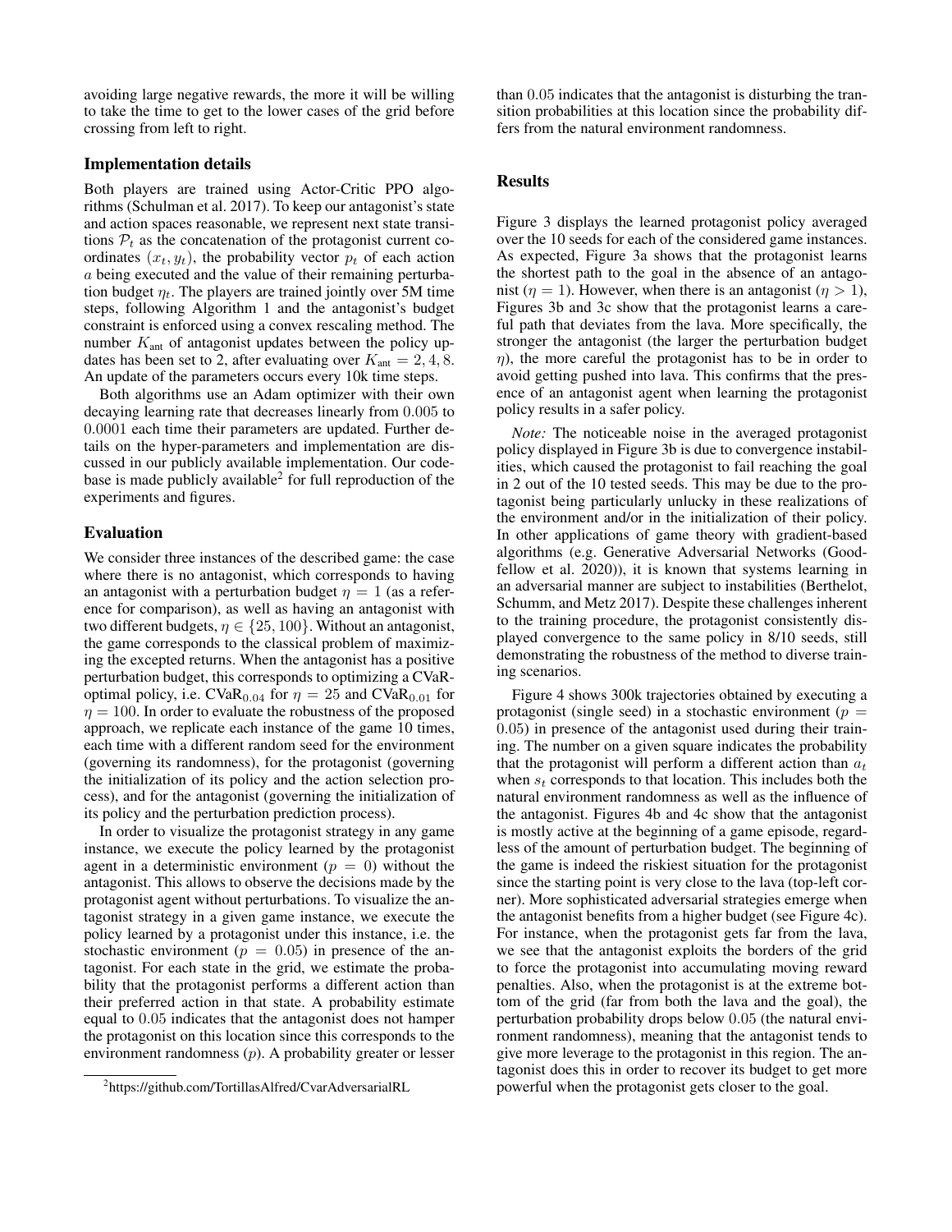avoiding large negative rewards, the more it will be willing to take the time to get to the lower cases of the grid before crossing from left to right.

### Implementation details

Both players are trained using Actor-Critic PPO algorithms (Schulman et al. 2017). To keep our antagonist's state and action spaces reasonable, we represent next state transitions $\mathcal{P}_t$ as the concatenation of the protagonist current coordinates $(x_t, y_t)$, the probability vector $p_t$ of each action $a$ being executed and the value of their remaining perturbation budget $\eta_t$. The players are trained jointly over 5M time steps, following Algorithm 1 and the antagonist's budget constraint is enforced using a convex rescaling method. The number $K_{\text{ant}}$ of antagonist updates between the policy updates has been set to 2, after evaluating over $K_{\text{ant}} = 2, 4, 8$. An update of the parameters occurs every 10k time steps.

Both algorithms use an Adam optimizer with their own decaying learning rate that decreases linearly from $0.005$ to $0.0001$ each time their parameters are updated. Further details on the hyper-parameters and implementation are discussed in our publicly available implementation. Our codebase is made publicly available[2] for full reproduction of the experiments and figures.

### Evaluation

We consider three instances of the described game: the case where there is no antagonist, which corresponds to having an antagonist with a perturbation budget $\eta = 1$ (as a reference for comparison), as well as having an antagonist with two different budgets, $\eta \in \{25, 100\}$. Without an antagonist, the game corresponds to the classical problem of maximizing the excepted returns. When the antagonist has a positive perturbation budget, this corresponds to optimizing a CVaR-optimal policy, i.e. $\text{CVaR}_{0.04}$ for $\eta = 25$ and $\text{CVaR}_{0.01}$ for $\eta = 100$. In order to evaluate the robustness of the proposed approach, we replicate each instance of the game 10 times, each time with a different random seed for the environment (governing its randomness), for the protagonist (governing the initialization of its policy and the action selection process), and for the antagonist (governing the initialization of its policy and the perturbation prediction process).

In order to visualize the protagonist strategy in any game instance, we execute the policy learned by the protagonist agent in a deterministic environment ($p = 0$) without the antagonist. This allows to observe the decisions made by the protagonist agent without perturbations. To visualize the antagonist strategy in a given game instance, we execute the policy learned by a protagonist under this instance, i.e. the stochastic environment ($p = 0.05$) in presence of the antagonist. For each state in the grid, we estimate the probability that the protagonist performs a different action than their preferred action in that state. A probability estimate equal to $0.05$ indicates that the antagonist does not hamper the protagonist on this location since this corresponds to the environment randomness ($p$). A probability greater or lesser than $0.05$ indicates that the antagonist is disturbing the transition probabilities at this location since the probability differs from the natural environment randomness.

[2] https://github.com/TortillasAlfred/CvarAdversarialRL

### Results

Figure 3 displays the learned protagonist policy averaged over the 10 seeds for each of the considered game instances. As expected, Figure 3a shows that the protagonist learns the shortest path to the goal in the absence of an antagonist ($\eta = 1$). However, when there is an antagonist ($\eta > 1$), Figures 3b and 3c show that the protagonist learns a careful path that deviates from the lava. More specifically, the stronger the antagonist (the larger the perturbation budget $\eta$), the more careful the protagonist has to be in order to avoid getting pushed into lava. This confirms that the presence of an antagonist agent when learning the protagonist policy results in a safer policy.

*Note:* The noticeable noise in the averaged protagonist policy displayed in Figure 3b is due to convergence instabilities, which caused the protagonist to fail reaching the goal in 2 out of the 10 tested seeds. This may be due to the protagonist being particularly unlucky in these realizations of the environment and/or in the initialization of their policy. In other applications of game theory with gradient-based algorithms (e.g. Generative Adversarial Networks (Goodfellow et al. 2020)), it is known that systems learning in an adversarial manner are subject to instabilities (Berthelot, Schumm, and Metz 2017). Despite these challenges inherent to the training procedure, the protagonist consistently displayed convergence to the same policy in 8/10 seeds, still demonstrating the robustness of the method to diverse training scenarios.

Figure 4 shows 300k trajectories obtained by executing a protagonist (single seed) in a stochastic environment ($p = 0.05$) in presence of the antagonist used during their training. The number on a given square indicates the probability that the protagonist will perform a different action than $a_t$ when $s_t$ corresponds to that location. This includes both the natural environment randomness as well as the influence of the antagonist. Figures 4b and 4c show that the antagonist is mostly active at the beginning of a game episode, regardless of the amount of perturbation budget. The beginning of the game is indeed the riskiest situation for the protagonist since the starting point is very close to the lava (top-left corner). More sophisticated adversarial strategies emerge when the antagonist benefits from a higher budget (see Figure 4c). For instance, when the protagonist gets far from the lava, we see that the antagonist exploits the borders of the grid to force the protagonist into accumulating moving reward penalties. Also, when the protagonist is at the extreme bottom of the grid (far from both the lava and the goal), the perturbation probability drops below $0.05$ (the natural environment randomness), meaning that the antagonist tends to give more leverage to the protagonist in this region. The antagonist does this in order to recover its budget to get more powerful when the protagonist gets closer to the goal.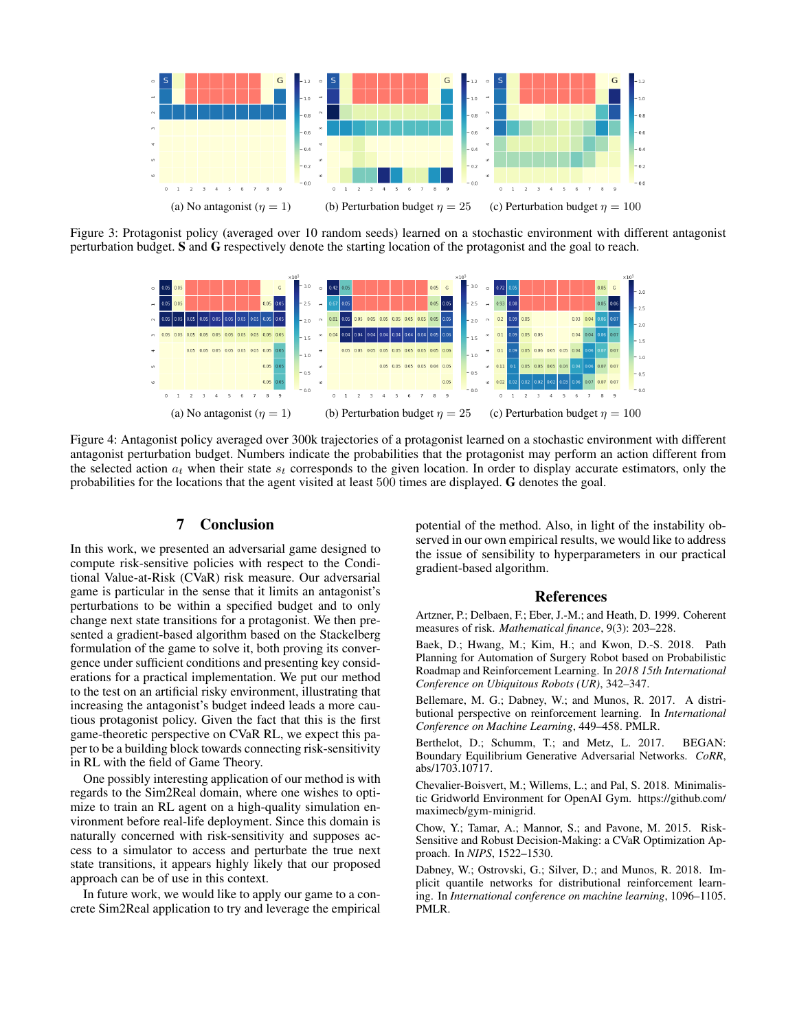(a) No antagonist ($\eta = 1$) (b) Perturbation budget $\eta = 25$ (c) Perturbation budget $\eta = 100$

Figure 3: Protagonist policy (averaged over 10 random seeds) learned on a stochastic environment with different antagonist perturbation budget. **S** and **G** respectively denote the starting location of the protagonist and the goal to reach.

(a) No antagonist ($\eta = 1$) (b) Perturbation budget $\eta = 25$ (c) Perturbation budget $\eta = 100$

Figure 4: Antagonist policy averaged over 300k trajectories of a protagonist learned on a stochastic environment with different antagonist perturbation budget. Numbers indicate the probabilities that the protagonist may perform an action different from the selected action $a_t$ when their state $s_t$ corresponds to the given location. In order to display accurate estimators, only the probabilities for the locations that the agent visited at least 500 times are displayed. **G** denotes the goal.

## 7 Conclusion

In this work, we presented an adversarial game designed to compute risk-sensitive policies with respect to the Conditional Value-at-Risk (CVaR) risk measure. Our adversarial game is particular in the sense that it limits an antagonist's perturbations to be within a specified budget and to only change next state transitions for a protagonist. We then presented a gradient-based algorithm based on the Stackelberg formulation of the game to solve it, both proving its convergence under sufficient conditions and presenting key considerations for a practical implementation. We put our method to the test on an artificial risky environment, illustrating that increasing the antagonist's budget indeed leads a more cautious protagonist policy. Given the fact that this is the first game-theoretic perspective on CVaR RL, we expect this paper to be a building block towards connecting risk-sensitivity in RL with the field of Game Theory.

One possibly interesting application of our method is with regards to the Sim2Real domain, where one wishes to optimize to train an RL agent on a high-quality simulation environment before real-life deployment. Since this domain is naturally concerned with risk-sensitivity and supposes access to a simulator to access and perturbate the true next state transitions, it appears highly likely that our proposed approach can be of use in this context.

In future work, we would like to apply our game to a concrete Sim2Real application to try and leverage the empirical potential of the method. Also, in light of the instability observed in our own empirical results, we would like to address the issue of sensibility to hyperparameters in our practical gradient-based algorithm.

## References

Artzner, P.; Delbaen, F.; Eber, J.-M.; and Heath, D. 1999. Coherent measures of risk. *Mathematical finance*, 9(3): 203–228.

Baek, D.; Hwang, M.; Kim, H.; and Kwon, D.-S. 2018. Path Planning for Automation of Surgery Robot based on Probabilistic Roadmap and Reinforcement Learning. In *2018 15th International Conference on Ubiquitous Robots (UR)*, 342–347.

Bellemare, M. G.; Dabney, W.; and Munos, R. 2017. A distributional perspective on reinforcement learning. In *International Conference on Machine Learning*, 449–458. PMLR.

Berthelot, D.; Schumm, T.; and Metz, L. 2017. BEGAN: Boundary Equilibrium Generative Adversarial Networks. *CoRR*, abs/1703.10717.

Chevalier-Boisvert, M.; Willems, L.; and Pal, S. 2018. Minimalistic Gridworld Environment for OpenAI Gym. https://github.com/maximecb/gym-minigrid.

Chow, Y.; Tamar, A.; Mannor, S.; and Pavone, M. 2015. Risk-Sensitive and Robust Decision-Making: a CVaR Optimization Approach. In *NIPS*, 1522–1530.

Dabney, W.; Ostrovski, G.; Silver, D.; and Munos, R. 2018. Implicit quantile networks for distributional reinforcement learning. In *International conference on machine learning*, 1096–1105. PMLR.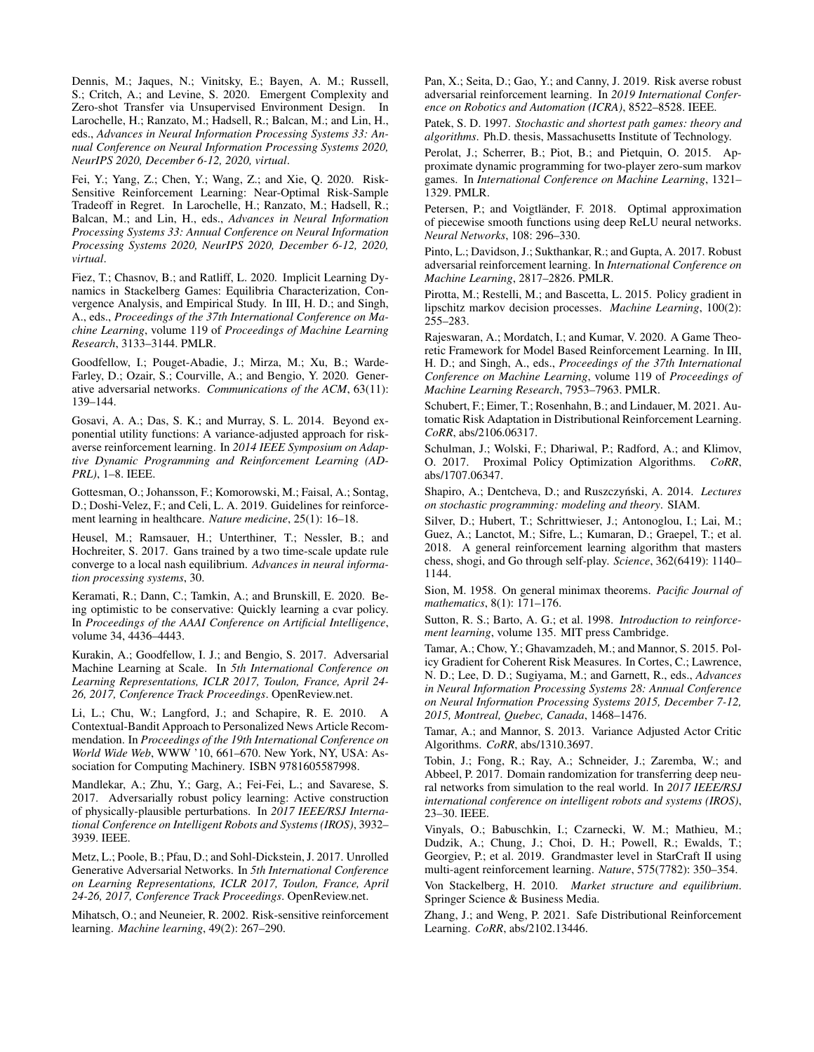Dennis, M.; Jaques, N.; Vinitsky, E.; Bayen, A. M.; Russell, S.; Critch, A.; and Levine, S. 2020. Emergent Complexity and Zero-shot Transfer via Unsupervised Environment Design. In Larochelle, H.; Ranzato, M.; Hadsell, R.; Balcan, M.; and Lin, H., eds., *Advances in Neural Information Processing Systems 33: Annual Conference on Neural Information Processing Systems 2020, NeurIPS 2020, December 6-12, 2020, virtual*.

Fei, Y.; Yang, Z.; Chen, Y.; Wang, Z.; and Xie, Q. 2020. Risk-Sensitive Reinforcement Learning: Near-Optimal Risk-Sample Tradeoff in Regret. In Larochelle, H.; Ranzato, M.; Hadsell, R.; Balcan, M.; and Lin, H., eds., *Advances in Neural Information Processing Systems 33: Annual Conference on Neural Information Processing Systems 2020, NeurIPS 2020, December 6-12, 2020, virtual*.

Fiez, T.; Chasnov, B.; and Ratliff, L. 2020. Implicit Learning Dynamics in Stackelberg Games: Equilibria Characterization, Convergence Analysis, and Empirical Study. In III, H. D.; and Singh, A., eds., *Proceedings of the 37th International Conference on Machine Learning*, volume 119 of *Proceedings of Machine Learning Research*, 3133–3144. PMLR.

Goodfellow, I.; Pouget-Abadie, J.; Mirza, M.; Xu, B.; Warde-Farley, D.; Ozair, S.; Courville, A.; and Bengio, Y. 2020. Generative adversarial networks. *Communications of the ACM*, 63(11): 139–144.

Gosavi, A. A.; Das, S. K.; and Murray, S. L. 2014. Beyond exponential utility functions: A variance-adjusted approach for risk-averse reinforcement learning. In *2014 IEEE Symposium on Adaptive Dynamic Programming and Reinforcement Learning (ADPRL)*, 1–8. IEEE.

Gottesman, O.; Johansson, F.; Komorowski, M.; Faisal, A.; Sontag, D.; Doshi-Velez, F.; and Celi, L. A. 2019. Guidelines for reinforcement learning in healthcare. *Nature medicine*, 25(1): 16–18.

Heusel, M.; Ramsauer, H.; Unterthiner, T.; Nessler, B.; and Hochreiter, S. 2017. Gans trained by a two time-scale update rule converge to a local nash equilibrium. *Advances in neural information processing systems*, 30.

Keramati, R.; Dann, C.; Tamkin, A.; and Brunskill, E. 2020. Being optimistic to be conservative: Quickly learning a cvar policy. In *Proceedings of the AAAI Conference on Artificial Intelligence*, volume 34, 4436–4443.

Kurakin, A.; Goodfellow, I. J.; and Bengio, S. 2017. Adversarial Machine Learning at Scale. In *5th International Conference on Learning Representations, ICLR 2017, Toulon, France, April 24-26, 2017, Conference Track Proceedings*. OpenReview.net.

Li, L.; Chu, W.; Langford, J.; and Schapire, R. E. 2010. A Contextual-Bandit Approach to Personalized News Article Recommendation. In *Proceedings of the 19th International Conference on World Wide Web*, WWW '10, 661–670. New York, NY, USA: Association for Computing Machinery. ISBN 9781605587998.

Mandlekar, A.; Zhu, Y.; Garg, A.; Fei-Fei, L.; and Savarese, S. 2017. Adversarially robust policy learning: Active construction of physically-plausible perturbations. In *2017 IEEE/RSJ International Conference on Intelligent Robots and Systems (IROS)*, 3932–3939. IEEE.

Metz, L.; Poole, B.; Pfau, D.; and Sohl-Dickstein, J. 2017. Unrolled Generative Adversarial Networks. In *5th International Conference on Learning Representations, ICLR 2017, Toulon, France, April 24-26, 2017, Conference Track Proceedings*. OpenReview.net.

Mihatsch, O.; and Neuneier, R. 2002. Risk-sensitive reinforcement learning. *Machine learning*, 49(2): 267–290.

Pan, X.; Seita, D.; Gao, Y.; and Canny, J. 2019. Risk averse robust adversarial reinforcement learning. In *2019 International Conference on Robotics and Automation (ICRA)*, 8522–8528. IEEE.

Patek, S. D. 1997. *Stochastic and shortest path games: theory and algorithms*. Ph.D. thesis, Massachusetts Institute of Technology.

Perolat, J.; Scherrer, B.; Piot, B.; and Pietquin, O. 2015. Approximate dynamic programming for two-player zero-sum markov games. In *International Conference on Machine Learning*, 1321–1329. PMLR.

Petersen, P.; and Voigtländer, F. 2018. Optimal approximation of piecewise smooth functions using deep ReLU neural networks. *Neural Networks*, 108: 296–330.

Pinto, L.; Davidson, J.; Sukthankar, R.; and Gupta, A. 2017. Robust adversarial reinforcement learning. In *International Conference on Machine Learning*, 2817–2826. PMLR.

Pirotta, M.; Restelli, M.; and Bascetta, L. 2015. Policy gradient in lipschitz markov decision processes. *Machine Learning*, 100(2): 255–283.

Rajeswaran, A.; Mordatch, I.; and Kumar, V. 2020. A Game Theoretic Framework for Model Based Reinforcement Learning. In III, H. D.; and Singh, A., eds., *Proceedings of the 37th International Conference on Machine Learning*, volume 119 of *Proceedings of Machine Learning Research*, 7953–7963. PMLR.

Schubert, F.; Eimer, T.; Rosenhahn, B.; and Lindauer, M. 2021. Automatic Risk Adaptation in Distributional Reinforcement Learning. *CoRR*, abs/2106.06317.

Schulman, J.; Wolski, F.; Dhariwal, P.; Radford, A.; and Klimov, O. 2017. Proximal Policy Optimization Algorithms. *CoRR*, abs/1707.06347.

Shapiro, A.; Dentcheva, D.; and Ruszczyński, A. 2014. *Lectures on stochastic programming: modeling and theory*. SIAM.

Silver, D.; Hubert, T.; Schrittwieser, J.; Antonoglou, I.; Lai, M.; Guez, A.; Lanctot, M.; Sifre, L.; Kumaran, D.; Graepel, T.; et al. 2018. A general reinforcement learning algorithm that masters chess, shogi, and Go through self-play. *Science*, 362(6419): 1140–1144.

Sion, M. 1958. On general minimax theorems. *Pacific Journal of mathematics*, 8(1): 171–176.

Sutton, R. S.; Barto, A. G.; et al. 1998. *Introduction to reinforcement learning*, volume 135. MIT press Cambridge.

Tamar, A.; Chow, Y.; Ghavamzadeh, M.; and Mannor, S. 2015. Policy Gradient for Coherent Risk Measures. In Cortes, C.; Lawrence, N. D.; Lee, D. D.; Sugiyama, M.; and Garnett, R., eds., *Advances in Neural Information Processing Systems 28: Annual Conference on Neural Information Processing Systems 2015, December 7-12, 2015, Montreal, Quebec, Canada*, 1468–1476.

Tamar, A.; and Mannor, S. 2013. Variance Adjusted Actor Critic Algorithms. *CoRR*, abs/1310.3697.

Tobin, J.; Fong, R.; Ray, A.; Schneider, J.; Zaremba, W.; and Abbeel, P. 2017. Domain randomization for transferring deep neural networks from simulation to the real world. In *2017 IEEE/RSJ international conference on intelligent robots and systems (IROS)*, 23–30. IEEE.

Vinyals, O.; Babuschkin, I.; Czarnecki, W. M.; Mathieu, M.; Dudzik, A.; Chung, J.; Choi, D. H.; Powell, R.; Ewalds, T.; Georgiev, P.; et al. 2019. Grandmaster level in StarCraft II using multi-agent reinforcement learning. *Nature*, 575(7782): 350–354.

Von Stackelberg, H. 2010. *Market structure and equilibrium*. Springer Science & Business Media.

Zhang, J.; and Weng, P. 2021. Safe Distributional Reinforcement Learning. *CoRR*, abs/2102.13446.